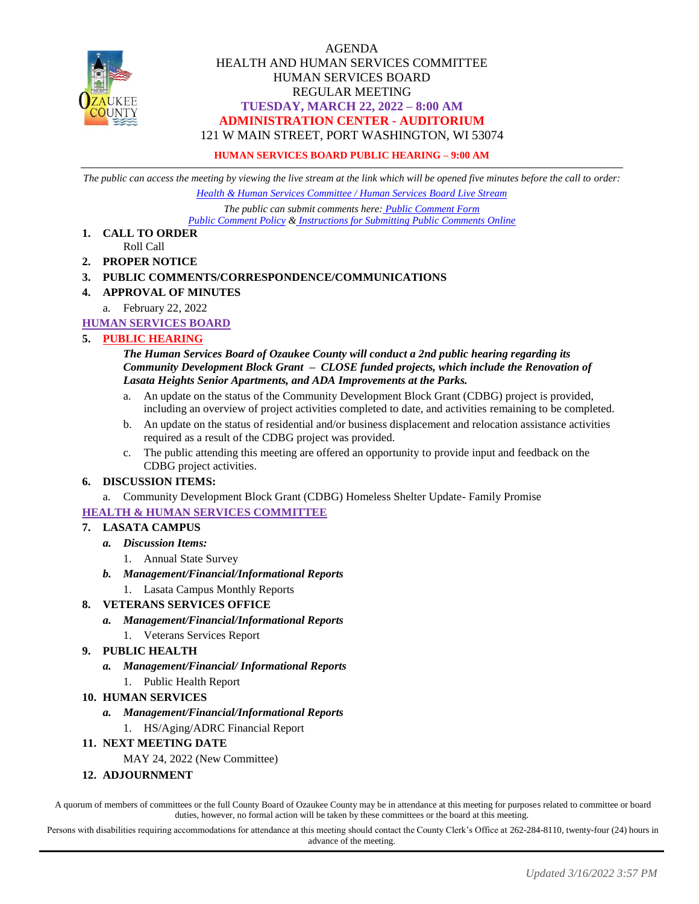# AGENDA
## HEALTH AND HUMAN SERVICES COMMITTEE
## HUMAN SERVICES BOARD
## REGULAR MEETING
## TUESDAY, MARCH 22, 2022 – 8:00 AM
## ADMINISTRATION CENTER - AUDITORIUM
121 W MAIN STREET, PORT WASHINGTON, WI 53074

**HUMAN SERVICES BOARD PUBLIC HEARING – 9:00 AM**

---

*The public can access the meeting by viewing the live stream at the link which will be opened five minutes before the call to order:*

*Health & Human Services Committee / Human Services Board Live Stream*

*The public can submit comments here: Public Comment Form*
*Public Comment Policy & Instructions for Submitting Public Comments Online*

1. **CALL TO ORDER**
   Roll Call
2. **PROPER NOTICE**
3. **PUBLIC COMMENTS/CORRESPONDENCE/COMMUNICATIONS**
4. **APPROVAL OF MINUTES**
   a. February 22, 2022

**HUMAN SERVICES BOARD**

5. **PUBLIC HEARING**

   ***The Human Services Board of Ozaukee County will conduct a 2nd public hearing regarding its Community Development Block Grant – CLOSE funded projects, which include the Renovation of Lasata Heights Senior Apartments, and ADA Improvements at the Parks.***

   a. An update on the status of the Community Development Block Grant (CDBG) project is provided, including an overview of project activities completed to date, and activities remaining to be completed.
   b. An update on the status of residential and/or business displacement and relocation assistance activities required as a result of the CDBG project was provided.
   c. The public attending this meeting are offered an opportunity to provide input and feedback on the CDBG project activities.

6. **DISCUSSION ITEMS:**
   a. Community Development Block Grant (CDBG) Homeless Shelter Update- Family Promise

**HEALTH & HUMAN SERVICES COMMITTEE**

7. **LASATA CAMPUS**
   a. ***Discussion Items:***
      1. Annual State Survey
   b. ***Management/Financial/Informational Reports***
      1. Lasata Campus Monthly Reports
8. **VETERANS SERVICES OFFICE**
   a. ***Management/Financial/Informational Reports***
      1. Veterans Services Report
9. **PUBLIC HEALTH**
   a. ***Management/Financial/ Informational Reports***
      1. Public Health Report
10. **HUMAN SERVICES**
    a. ***Management/Financial/Informational Reports***
       1. HS/Aging/ADRC Financial Report
11. **NEXT MEETING DATE**
    MAY 24, 2022 (New Committee)
12. **ADJOURNMENT**

A quorum of members of committees or the full County Board of Ozaukee County may be in attendance at this meeting for purposes related to committee or board duties, however, no formal action will be taken by these committees or the board at this meeting.

Persons with disabilities requiring accommodations for attendance at this meeting should contact the County Clerk's Office at 262-284-8110, twenty-four (24) hours in advance of the meeting.

*Updated 3/16/2022 3:57 PM*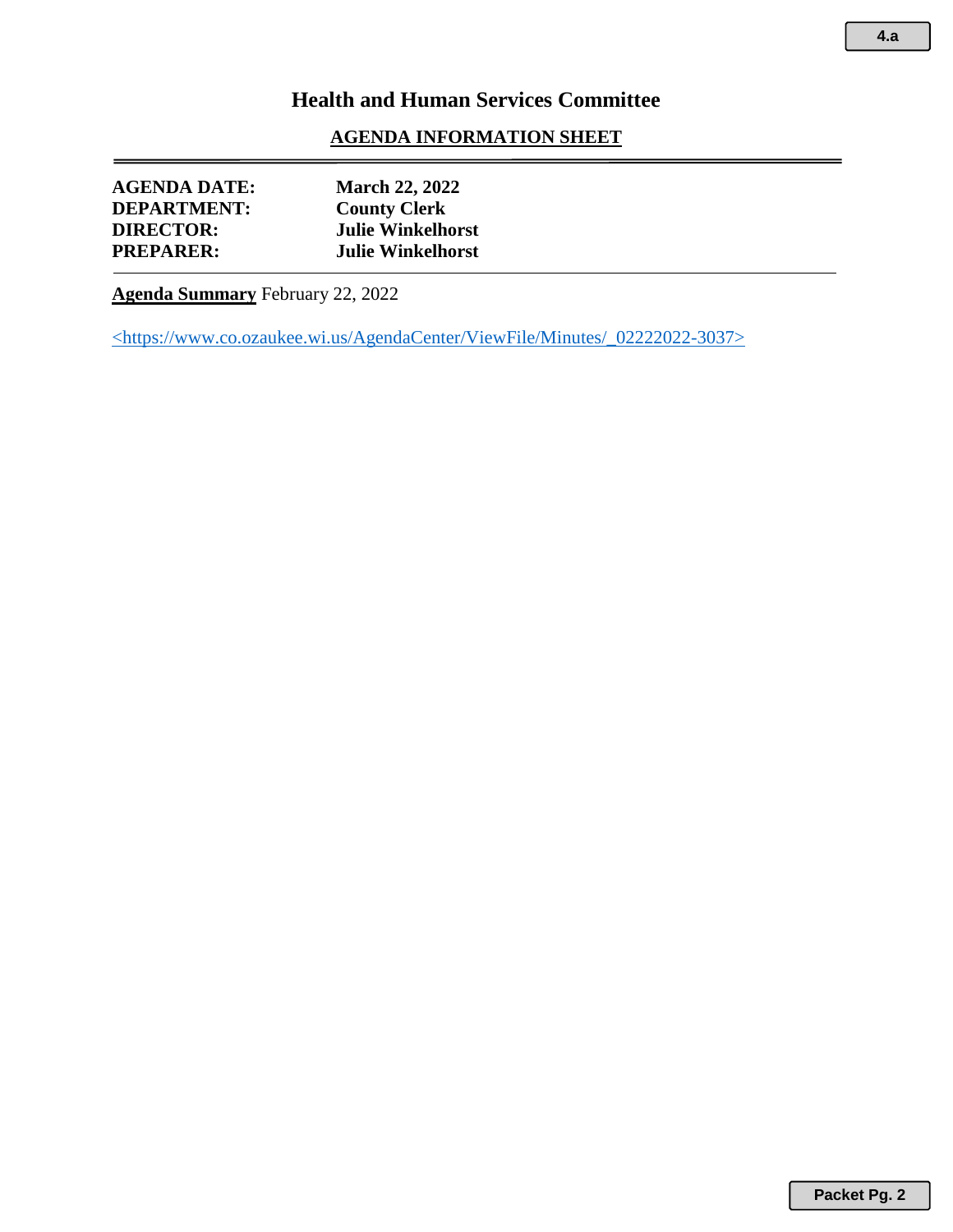4.a

# Health and Human Services Committee

## AGENDA INFORMATION SHEET

| | |
|---|---|
| **AGENDA DATE:** | **March 22, 2022** |
| **DEPARTMENT:** | **County Clerk** |
| **DIRECTOR:** | **Julie Winkelhorst** |
| **PREPARER:** | **Julie Winkelhorst** |

**Agenda Summary** February 22, 2022

<https://www.co.ozaukee.wi.us/AgendaCenter/ViewFile/Minutes/_02222022-3037>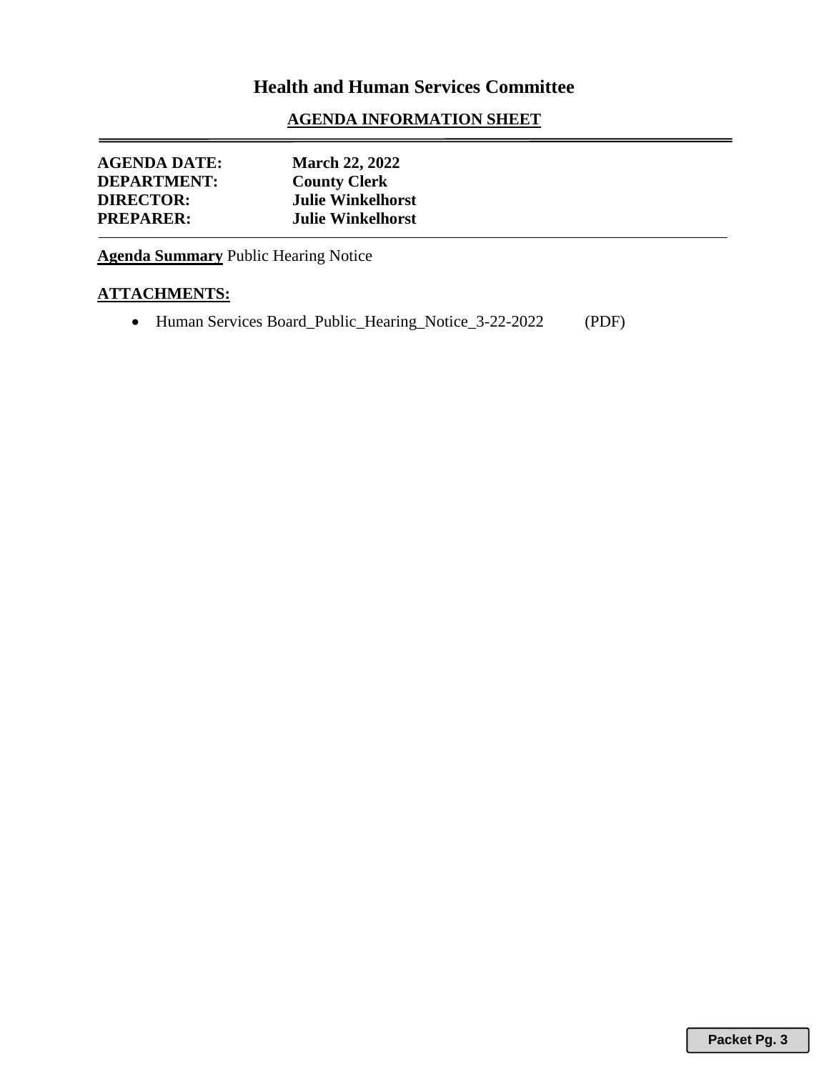# Health and Human Services Committee

## AGENDA INFORMATION SHEET

**AGENDA DATE:** **March 22, 2022**
**DEPARTMENT:** **County Clerk**
**DIRECTOR:** **Julie Winkelhorst**
**PREPARER:** **Julie Winkelhorst**

**Agenda Summary** Public Hearing Notice

**ATTACHMENTS:**

- Human Services Board_Public_Hearing_Notice_3-22-2022 (PDF)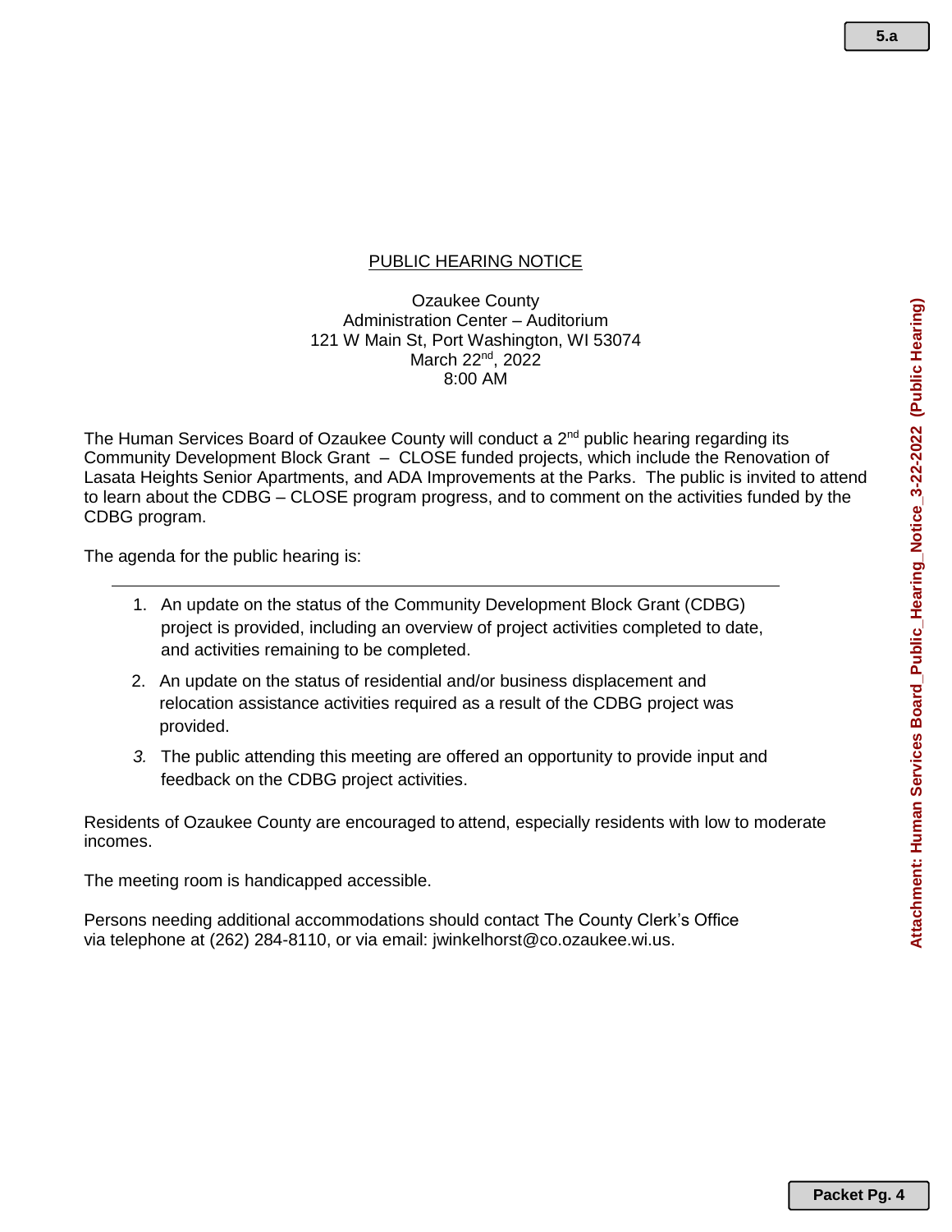## PUBLIC HEARING NOTICE

Ozaukee County
Administration Center – Auditorium
121 W Main St, Port Washington, WI 53074
March 22nd, 2022
8:00 AM

The Human Services Board of Ozaukee County will conduct a 2nd public hearing regarding its Community Development Block Grant – CLOSE funded projects, which include the Renovation of Lasata Heights Senior Apartments, and ADA Improvements at the Parks. The public is invited to attend to learn about the CDBG – CLOSE program progress, and to comment on the activities funded by the CDBG program.

The agenda for the public hearing is:

---

1. An update on the status of the Community Development Block Grant (CDBG) project is provided, including an overview of project activities completed to date, and activities remaining to be completed.
2. An update on the status of residential and/or business displacement and relocation assistance activities required as a result of the CDBG project was provided.
3. The public attending this meeting are offered an opportunity to provide input and feedback on the CDBG project activities.

Residents of Ozaukee County are encouraged to attend, especially residents with low to moderate incomes.

The meeting room is handicapped accessible.

Persons needing additional accommodations should contact The County Clerk's Office via telephone at (262) 284-8110, or via email: jwinkelhorst@co.ozaukee.wi.us.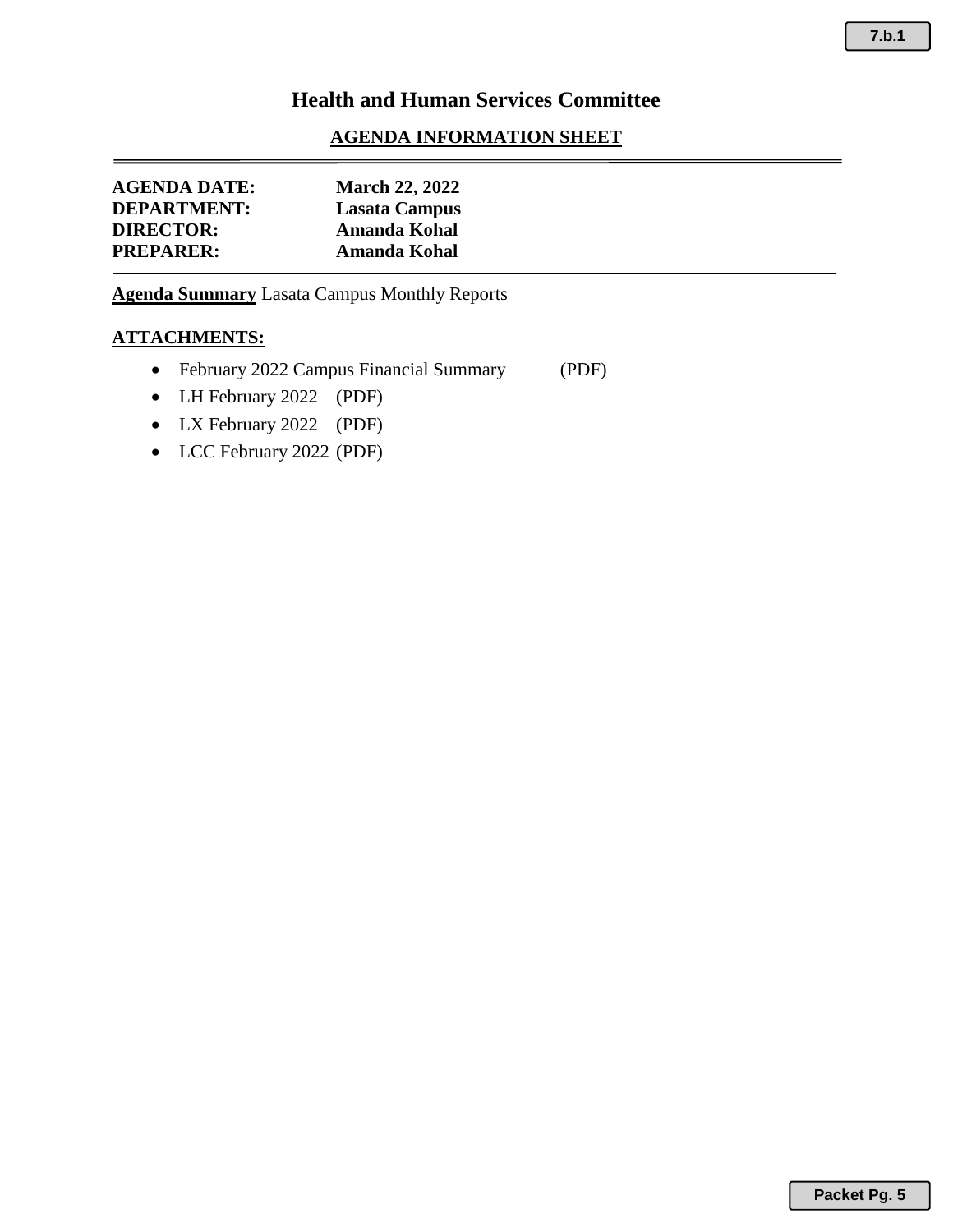# Health and Human Services Committee

## AGENDA INFORMATION SHEET

**AGENDA DATE:** **March 22, 2022**
**DEPARTMENT:** **Lasata Campus**
**DIRECTOR:** **Amanda Kohal**
**PREPARER:** **Amanda Kohal**

**Agenda Summary** Lasata Campus Monthly Reports

**ATTACHMENTS:**

- February 2022 Campus Financial Summary (PDF)
- LH February 2022 (PDF)
- LX February 2022 (PDF)
- LCC February 2022 (PDF)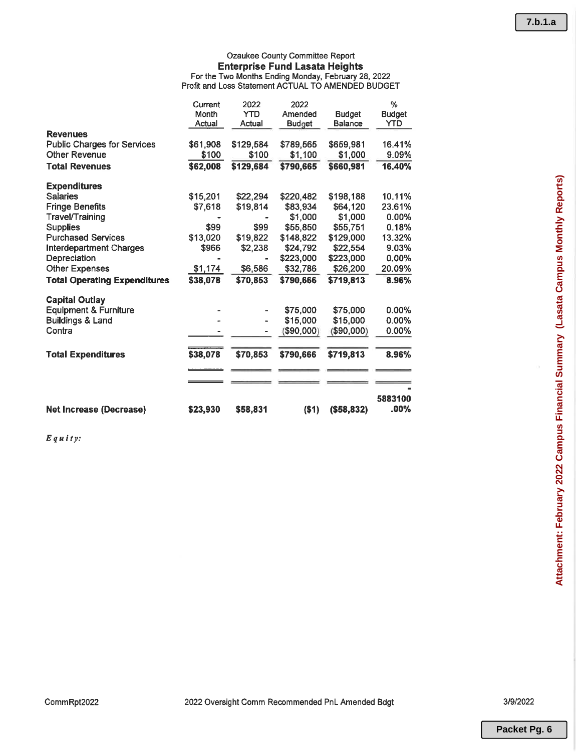Ozaukee County Committee Report

## Enterprise Fund Lasata Heights

For the Two Months Ending Monday, February 28, 2022

Profit and Loss Statement ACTUAL TO AMENDED BUDGET

| | Current Month Actual | 2022 YTD Actual | 2022 Amended Budget | Budget Balance | % Budget YTD |
|---|---|---|---|---|---|
| **Revenues** | | | | | |
| Public Charges for Services | $61,908 | $129,584 | $789,565 | $659,981 | 16.41% |
| Other Revenue | $100 | $100 | $1,100 | $1,000 | 9.09% |
| **Total Revenues** | **$62,008** | **$129,684** | **$790,665** | **$660,981** | **16.40%** |
| **Expenditures** | | | | | |
| Salaries | $15,201 | $22,294 | $220,482 | $198,188 | 10.11% |
| Fringe Benefits | $7,618 | $19,814 | $83,934 | $64,120 | 23.61% |
| Travel/Training | - | - | $1,000 | $1,000 | 0.00% |
| Supplies | $99 | $99 | $55,850 | $55,751 | 0.18% |
| Purchased Services | $13,020 | $19,822 | $148,822 | $129,000 | 13.32% |
| Interdepartment Charges | $966 | $2,238 | $24,792 | $22,554 | 9.03% |
| Depreciation | - | - | $223,000 | $223,000 | 0.00% |
| Other Expenses | $1,174 | $6,586 | $32,786 | $26,200 | 20.09% |
| **Total Operating Expenditures** | **$38,078** | **$70,853** | **$790,666** | **$719,813** | **8.96%** |
| **Capital Outlay** | | | | | |
| Equipment & Furniture | - | - | $75,000 | $75,000 | 0.00% |
| Buildings & Land | - | - | $15,000 | $15,000 | 0.00% |
| Contra | - | - | ($90,000) | ($90,000) | 0.00% |
| **Total Expenditures** | **$38,078** | **$70,853** | **$790,666** | **$719,813** | **8.96%** |
| **Net Increase (Decrease)** | **$23,930** | **$58,831** | **($1)** | **($58,832)** | **-5883100.00%** |

***Equity:***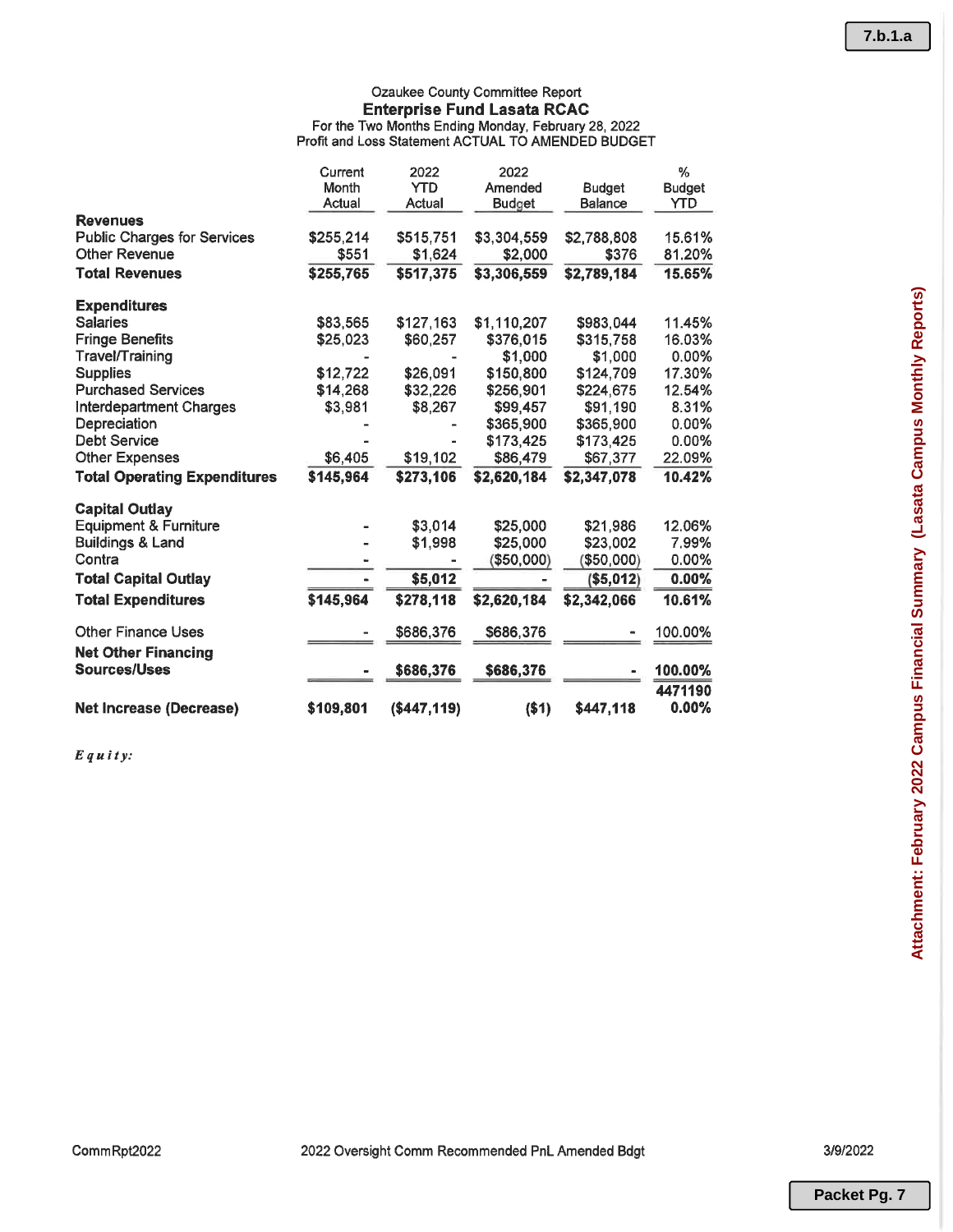Ozaukee County Committee Report

## Enterprise Fund Lasata RCAC

For the Two Months Ending Monday, February 28, 2022

Profit and Loss Statement ACTUAL TO AMENDED BUDGET

| | Current Month Actual | 2022 YTD Actual | 2022 Amended Budget | Budget Balance | % Budget YTD |
|---|---|---|---|---|---|
| **Revenues** | | | | | |
| Public Charges for Services | $255,214 | $515,751 | $3,304,559 | $2,788,808 | 15.61% |
| Other Revenue | $551 | $1,624 | $2,000 | $376 | 81.20% |
| **Total Revenues** | **$255,765** | **$517,375** | **$3,306,559** | **$2,789,184** | **15.65%** |
| **Expenditures** | | | | | |
| Salaries | $83,565 | $127,163 | $1,110,207 | $983,044 | 11.45% |
| Fringe Benefits | $25,023 | $60,257 | $376,015 | $315,758 | 16.03% |
| Travel/Training | - | - | $1,000 | $1,000 | 0.00% |
| Supplies | $12,722 | $26,091 | $150,800 | $124,709 | 17.30% |
| Purchased Services | $14,268 | $32,226 | $256,901 | $224,675 | 12.54% |
| Interdepartment Charges | $3,981 | $8,267 | $99,457 | $91,190 | 8.31% |
| Depreciation | - | - | $365,900 | $365,900 | 0.00% |
| Debt Service | - | - | $173,425 | $173,425 | 0.00% |
| Other Expenses | $6,405 | $19,102 | $86,479 | $67,377 | 22.09% |
| **Total Operating Expenditures** | **$145,964** | **$273,106** | **$2,620,184** | **$2,347,078** | **10.42%** |
| **Capital Outlay** | | | | | |
| Equipment & Furniture | - | $3,014 | $25,000 | $21,986 | 12.06% |
| Buildings & Land | - | $1,998 | $25,000 | $23,002 | 7.99% |
| Contra | - | - | ($50,000) | ($50,000) | 0.00% |
| **Total Capital Outlay** | **-** | **$5,012** | **-** | **($5,012)** | **0.00%** |
| **Total Expenditures** | **$145,964** | **$278,118** | **$2,620,184** | **$2,342,066** | **10.61%** |
| Other Finance Uses | - | $686,376 | $686,376 | - | 100.00% |
| **Net Other Financing Sources/Uses** | **-** | **$686,376** | **$686,376** | **-** | **100.00%** |
| | | | | | **4471190** |
| **Net Increase (Decrease)** | **$109,801** | **($447,119)** | **($1)** | **$447,118** | **0.00%** |

***Equity:***

CommRpt2022 — 2022 Oversight Comm Recommended PnL Amended Bdgt — 3/9/2022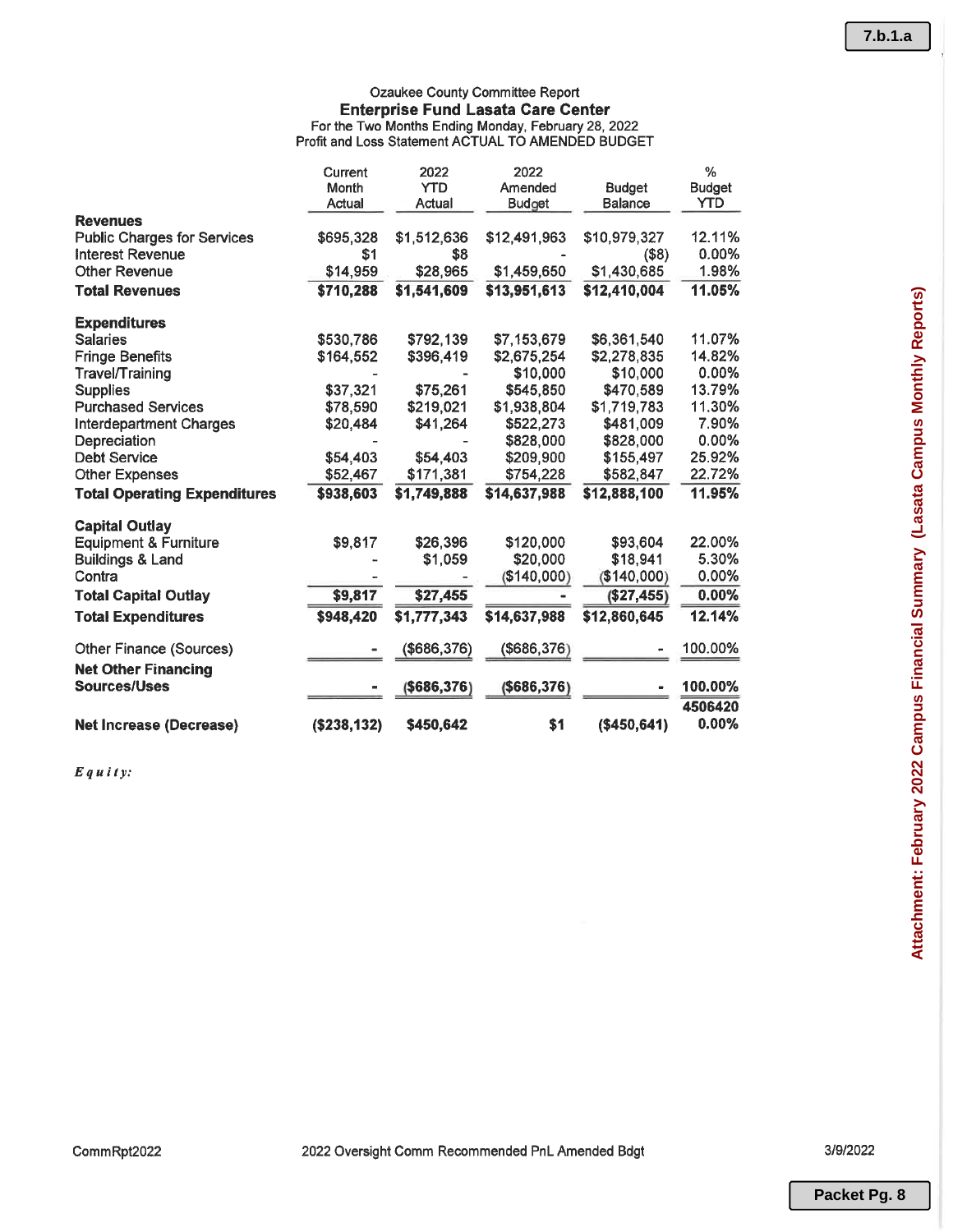Ozaukee County Committee Report

**Enterprise Fund Lasata Care Center**

For the Two Months Ending Monday, February 28, 2022

Profit and Loss Statement ACTUAL TO AMENDED BUDGET

| | Current Month Actual | 2022 YTD Actual | 2022 Amended Budget | Budget Balance | % Budget YTD |
|---|---|---|---|---|---|
| **Revenues** | | | | | |
| Public Charges for Services | $695,328 | $1,512,636 | $12,491,963 | $10,979,327 | 12.11% |
| Interest Revenue | $1 | $8 | - | ($8) | 0.00% |
| Other Revenue | $14,959 | $28,965 | $1,459,650 | $1,430,685 | 1.98% |
| **Total Revenues** | **$710,288** | **$1,541,609** | **$13,951,613** | **$12,410,004** | **11.05%** |
| **Expenditures** | | | | | |
| Salaries | $530,786 | $792,139 | $7,153,679 | $6,361,540 | 11.07% |
| Fringe Benefits | $164,552 | $396,419 | $2,675,254 | $2,278,835 | 14.82% |
| Travel/Training | - | - | $10,000 | $10,000 | 0.00% |
| Supplies | $37,321 | $75,261 | $545,850 | $470,589 | 13.79% |
| Purchased Services | $78,590 | $219,021 | $1,938,804 | $1,719,783 | 11.30% |
| Interdepartment Charges | $20,484 | $41,264 | $522,273 | $481,009 | 7.90% |
| Depreciation | - | - | $828,000 | $828,000 | 0.00% |
| Debt Service | $54,403 | $54,403 | $209,900 | $155,497 | 25.92% |
| Other Expenses | $52,467 | $171,381 | $754,228 | $582,847 | 22.72% |
| **Total Operating Expenditures** | **$938,603** | **$1,749,888** | **$14,637,988** | **$12,888,100** | **11.95%** |
| **Capital Outlay** | | | | | |
| Equipment & Furniture | $9,817 | $26,396 | $120,000 | $93,604 | 22.00% |
| Buildings & Land | - | $1,059 | $20,000 | $18,941 | 5.30% |
| Contra | - | - | ($140,000) | ($140,000) | 0.00% |
| **Total Capital Outlay** | **$9,817** | **$27,455** | **-** | **($27,455)** | **0.00%** |
| **Total Expenditures** | **$948,420** | **$1,777,343** | **$14,637,988** | **$12,860,645** | **12.14%** |
| Other Finance (Sources) | - | ($686,376) | ($686,376) | - | 100.00% |
| **Net Other Financing Sources/Uses** | **-** | **($686,376)** | **($686,376)** | **-** | **100.00%** |
| | | | | | **4506420** |
| **Net Increase (Decrease)** | **($238,132)** | **$450,642** | **$1** | **($450,641)** | **0.00%** |

***Equity:***

CommRpt2022 — 2022 Oversight Comm Recommended PnL Amended Bdgt — 3/9/2022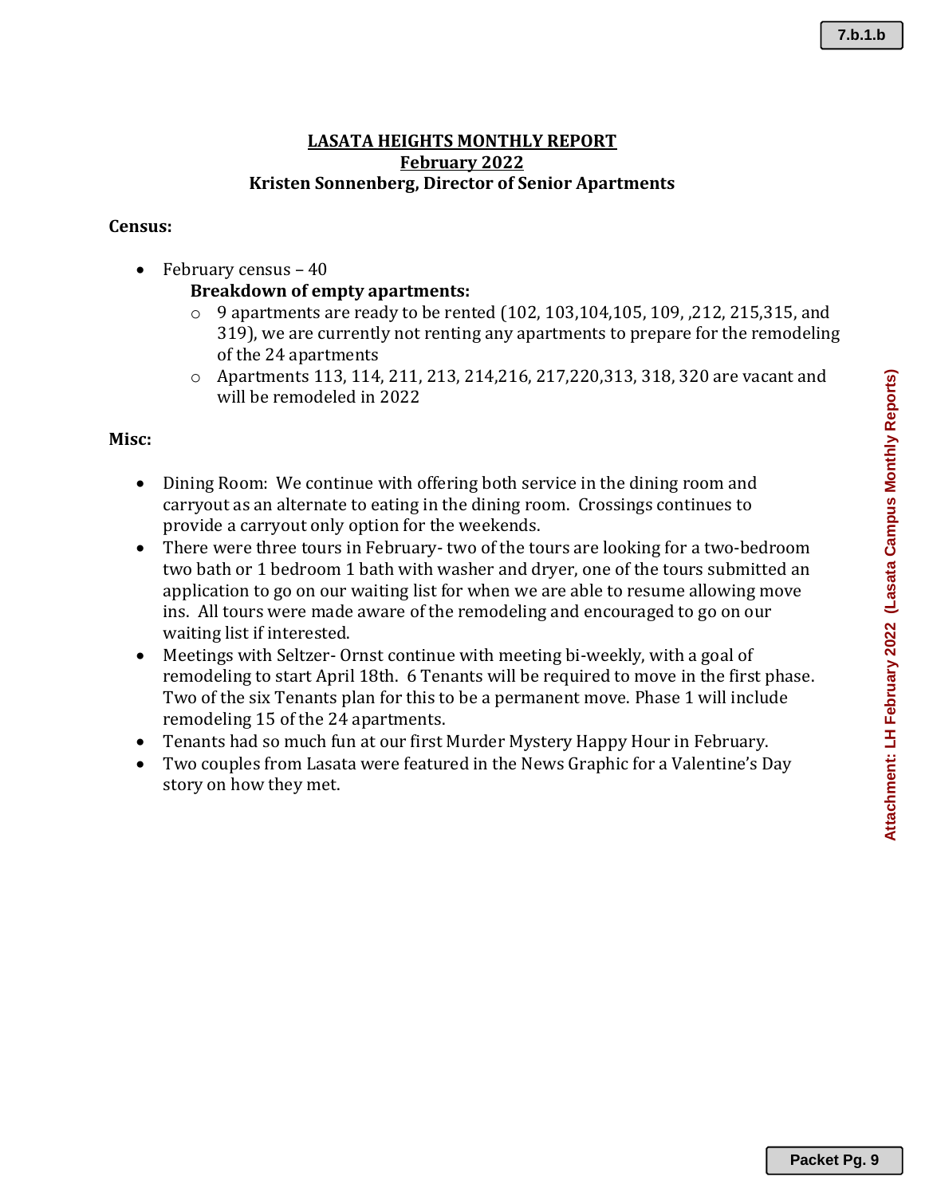# LASATA HEIGHTS MONTHLY REPORT
## February 2022
### Kristen Sonnenberg, Director of Senior Apartments

**Census:**

- February census – 40

  **Breakdown of empty apartments:**
  - 9 apartments are ready to be rented (102, 103,104,105, 109, ,212, 215,315, and 319), we are currently not renting any apartments to prepare for the remodeling of the 24 apartments
  - Apartments 113, 114, 211, 213, 214,216, 217,220,313, 318, 320 are vacant and will be remodeled in 2022

**Misc:**

- Dining Room: We continue with offering both service in the dining room and carryout as an alternate to eating in the dining room. Crossings continues to provide a carryout only option for the weekends.
- There were three tours in February- two of the tours are looking for a two-bedroom two bath or 1 bedroom 1 bath with washer and dryer, one of the tours submitted an application to go on our waiting list for when we are able to resume allowing move ins. All tours were made aware of the remodeling and encouraged to go on our waiting list if interested.
- Meetings with Seltzer- Ornst continue with meeting bi-weekly, with a goal of remodeling to start April 18th. 6 Tenants will be required to move in the first phase. Two of the six Tenants plan for this to be a permanent move. Phase 1 will include remodeling 15 of the 24 apartments.
- Tenants had so much fun at our first Murder Mystery Happy Hour in February.
- Two couples from Lasata were featured in the News Graphic for a Valentine's Day story on how they met.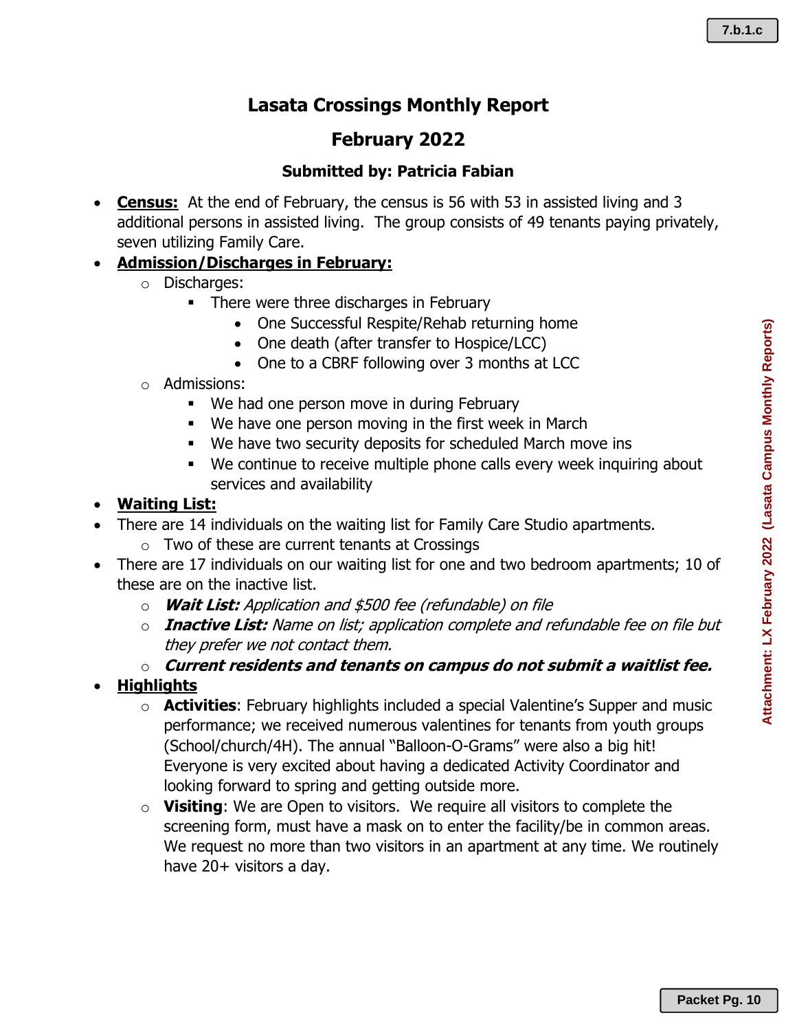# Lasata Crossings Monthly Report

## February 2022

### Submitted by: Patricia Fabian

- **Census:** At the end of February, the census is 56 with 53 in assisted living and 3 additional persons in assisted living. The group consists of 49 tenants paying privately, seven utilizing Family Care.
- **Admission/Discharges in February:**
  - Discharges:
    - There were three discharges in February
      - One Successful Respite/Rehab returning home
      - One death (after transfer to Hospice/LCC)
      - One to a CBRF following over 3 months at LCC
  - Admissions:
    - We had one person move in during February
    - We have one person moving in the first week in March
    - We have two security deposits for scheduled March move ins
    - We continue to receive multiple phone calls every week inquiring about services and availability
- **Waiting List:**
- There are 14 individuals on the waiting list for Family Care Studio apartments.
  - Two of these are current tenants at Crossings
- There are 17 individuals on our waiting list for one and two bedroom apartments; 10 of these are on the inactive list.
  - ***Wait List:*** *Application and $500 fee (refundable) on file*
  - ***Inactive List:*** *Name on list; application complete and refundable fee on file but they prefer we not contact them.*
  - ***Current residents and tenants on campus do not submit a waitlist fee.***
- **Highlights**
  - **Activities**: February highlights included a special Valentine's Supper and music performance; we received numerous valentines for tenants from youth groups (School/church/4H). The annual "Balloon-O-Grams" were also a big hit! Everyone is very excited about having a dedicated Activity Coordinator and looking forward to spring and getting outside more.
  - **Visiting**: We are Open to visitors. We require all visitors to complete the screening form, must have a mask on to enter the facility/be in common areas. We request no more than two visitors in an apartment at any time. We routinely have 20+ visitors a day.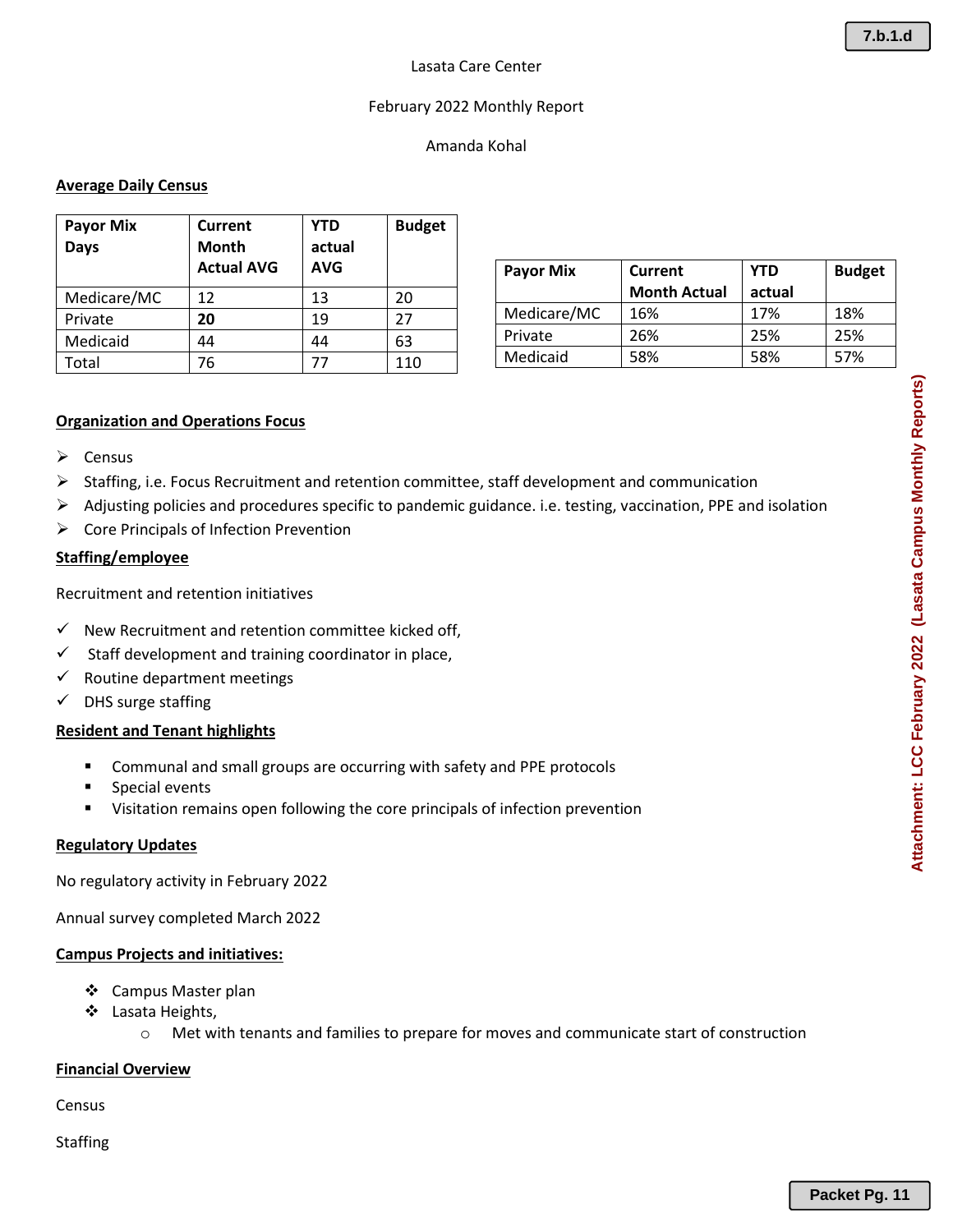Lasata Care Center

February 2022 Monthly Report

Amanda Kohal

**Average Daily Census**

| Payor Mix Days | Current Month Actual AVG | YTD actual AVG | Budget |
|---|---|---|---|
| Medicare/MC | 12 | 13 | 20 |
| Private | **20** | 19 | 27 |
| Medicaid | 44 | 44 | 63 |
| Total | 76 | 77 | 110 |

| Payor Mix | Current Month Actual | YTD actual | Budget |
|---|---|---|---|
| Medicare/MC | 16% | 17% | 18% |
| Private | 26% | 25% | 25% |
| Medicaid | 58% | 58% | 57% |

**Organization and Operations Focus**

- Census
- Staffing, i.e. Focus Recruitment and retention committee, staff development and communication
- Adjusting policies and procedures specific to pandemic guidance. i.e. testing, vaccination, PPE and isolation
- Core Principals of Infection Prevention

**Staffing/employee**

Recruitment and retention initiatives

- ✓ New Recruitment and retention committee kicked off,
- ✓ Staff development and training coordinator in place,
- ✓ Routine department meetings
- ✓ DHS surge staffing

**Resident and Tenant highlights**

- Communal and small groups are occurring with safety and PPE protocols
- Special events
- Visitation remains open following the core principals of infection prevention

**Regulatory Updates**

No regulatory activity in February 2022

Annual survey completed March 2022

**Campus Projects and initiatives:**

- Campus Master plan
- Lasata Heights,
  - Met with tenants and families to prepare for moves and communicate start of construction

**Financial Overview**

Census

Staffing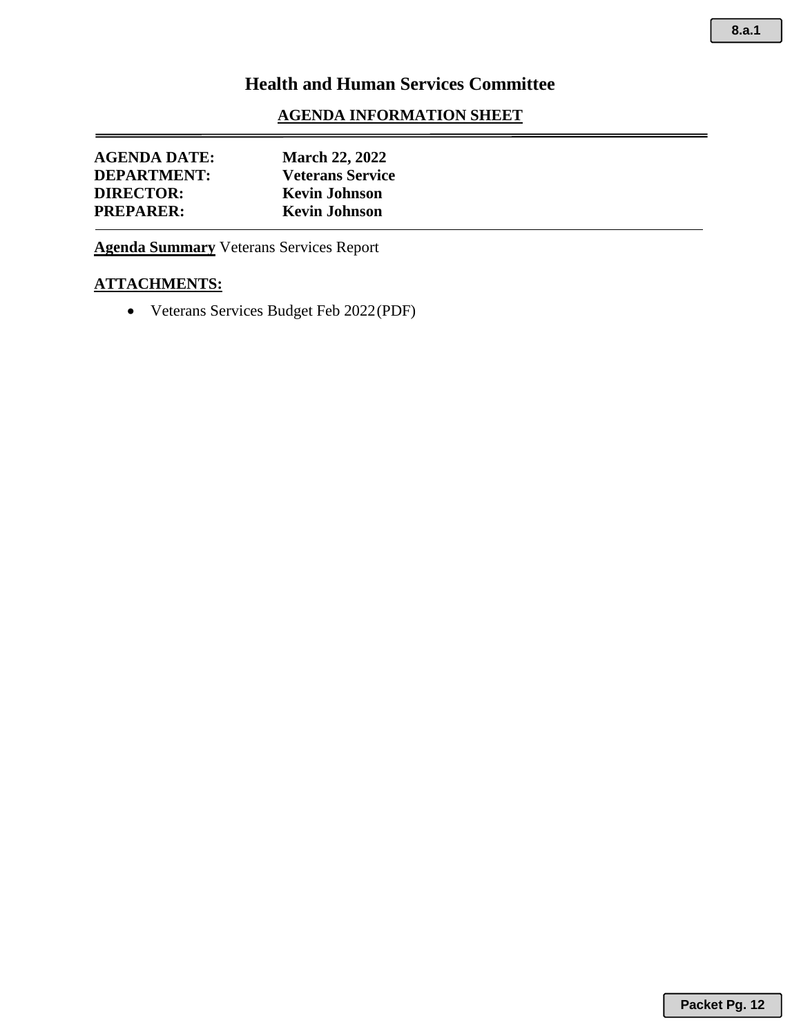# Health and Human Services Committee

## AGENDA INFORMATION SHEET

**AGENDA DATE:** **March 22, 2022**
**DEPARTMENT:** **Veterans Service**
**DIRECTOR:** **Kevin Johnson**
**PREPARER:** **Kevin Johnson**

**Agenda Summary** Veterans Services Report

**ATTACHMENTS:**

- Veterans Services Budget Feb 2022 (PDF)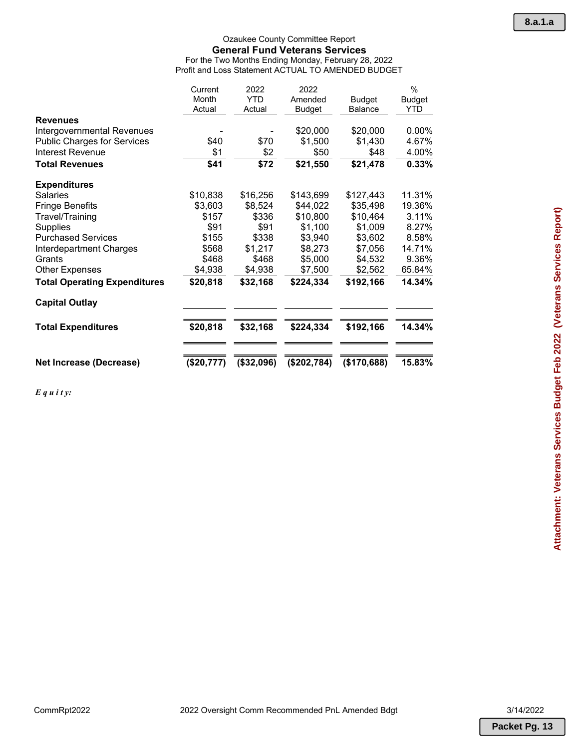Ozaukee County Committee Report

## General Fund Veterans Services

For the Two Months Ending Monday, February 28, 2022

Profit and Loss Statement ACTUAL TO AMENDED BUDGET

| | Current Month Actual | 2022 YTD Actual | 2022 Amended Budget | Budget Balance | % Budget YTD |
|---|---|---|---|---|---|
| **Revenues** | | | | | |
| Intergovernmental Revenues | - | - | $20,000 | $20,000 | 0.00% |
| Public Charges for Services | $40 | $70 | $1,500 | $1,430 | 4.67% |
| Interest Revenue | $1 | $2 | $50 | $48 | 4.00% |
| **Total Revenues** | **$41** | **$72** | **$21,550** | **$21,478** | **0.33%** |
| **Expenditures** | | | | | |
| Salaries | $10,838 | $16,256 | $143,699 | $127,443 | 11.31% |
| Fringe Benefits | $3,603 | $8,524 | $44,022 | $35,498 | 19.36% |
| Travel/Training | $157 | $336 | $10,800 | $10,464 | 3.11% |
| Supplies | $91 | $91 | $1,100 | $1,009 | 8.27% |
| Purchased Services | $155 | $338 | $3,940 | $3,602 | 8.58% |
| Interdepartment Charges | $568 | $1,217 | $8,273 | $7,056 | 14.71% |
| Grants | $468 | $468 | $5,000 | $4,532 | 9.36% |
| Other Expenses | $4,938 | $4,938 | $7,500 | $2,562 | 65.84% |
| **Total Operating Expenditures** | **$20,818** | **$32,168** | **$224,334** | **$192,166** | **14.34%** |
| **Capital Outlay** | | | | | |
| **Total Expenditures** | **$20,818** | **$32,168** | **$224,334** | **$192,166** | **14.34%** |
| **Net Increase (Decrease)** | **($20,777)** | **($32,096)** | **($202,784)** | **($170,688)** | **15.83%** |

***Equity:***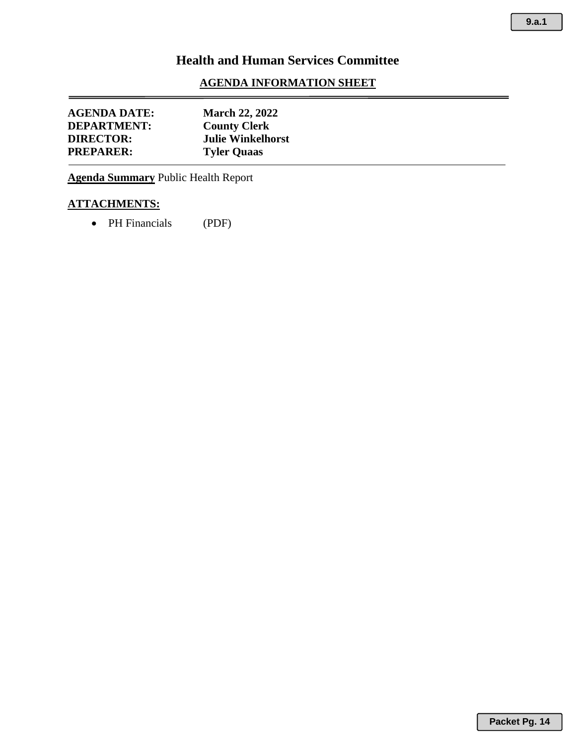# Health and Human Services Committee

## AGENDA INFORMATION SHEET

**AGENDA DATE:** **March 22, 2022**
**DEPARTMENT:** **County Clerk**
**DIRECTOR:** **Julie Winkelhorst**
**PREPARER:** **Tyler Quaas**

**Agenda Summary** Public Health Report

**ATTACHMENTS:**

- PH Financials (PDF)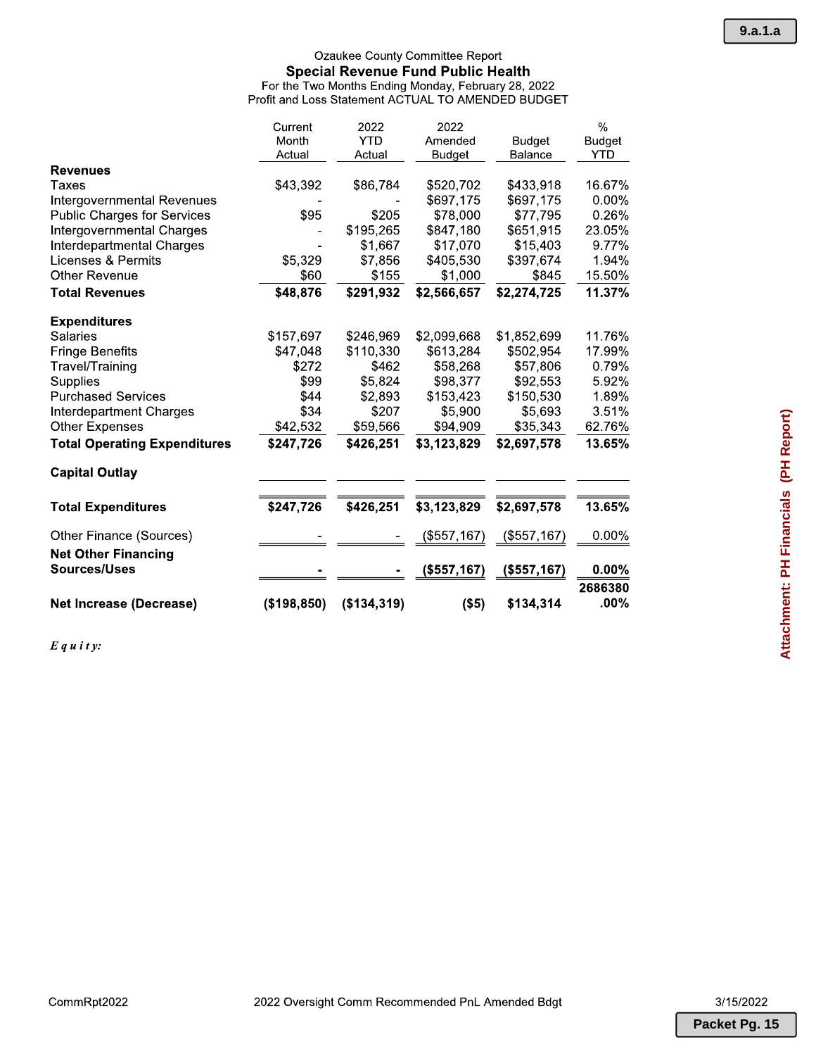Ozaukee County Committee Report

## Special Revenue Fund Public Health

For the Two Months Ending Monday, February 28, 2022

Profit and Loss Statement ACTUAL TO AMENDED BUDGET

| | Current Month Actual | 2022 YTD Actual | 2022 Amended Budget | Budget Balance | % Budget YTD |
|---|---|---|---|---|---|
| **Revenues** | | | | | |
| Taxes | $43,392 | $86,784 | $520,702 | $433,918 | 16.67% |
| Intergovernmental Revenues | - | - | $697,175 | $697,175 | 0.00% |
| Public Charges for Services | $95 | $205 | $78,000 | $77,795 | 0.26% |
| Intergovernmental Charges | - | $195,265 | $847,180 | $651,915 | 23.05% |
| Interdepartmental Charges | - | $1,667 | $17,070 | $15,403 | 9.77% |
| Licenses & Permits | $5,329 | $7,856 | $405,530 | $397,674 | 1.94% |
| Other Revenue | $60 | $155 | $1,000 | $845 | 15.50% |
| **Total Revenues** | **$48,876** | **$291,932** | **$2,566,657** | **$2,274,725** | **11.37%** |
| **Expenditures** | | | | | |
| Salaries | $157,697 | $246,969 | $2,099,668 | $1,852,699 | 11.76% |
| Fringe Benefits | $47,048 | $110,330 | $613,284 | $502,954 | 17.99% |
| Travel/Training | $272 | $462 | $58,268 | $57,806 | 0.79% |
| Supplies | $99 | $5,824 | $98,377 | $92,553 | 5.92% |
| Purchased Services | $44 | $2,893 | $153,423 | $150,530 | 1.89% |
| Interdepartment Charges | $34 | $207 | $5,900 | $5,693 | 3.51% |
| Other Expenses | $42,532 | $59,566 | $94,909 | $35,343 | 62.76% |
| **Total Operating Expenditures** | **$247,726** | **$426,251** | **$3,123,829** | **$2,697,578** | **13.65%** |
| **Capital Outlay** | | | | | |
| **Total Expenditures** | **$247,726** | **$426,251** | **$3,123,829** | **$2,697,578** | **13.65%** |
| Other Finance (Sources) | - | - | ($557,167) | ($557,167) | 0.00% |
| **Net Other Financing Sources/Uses** | **-** | **-** | **($557,167)** | **($557,167)** | **0.00%** |
| **Net Increase (Decrease)** | **($198,850)** | **($134,319)** | **($5)** | **$134,314** | **2686380.00%** |

***Equity:***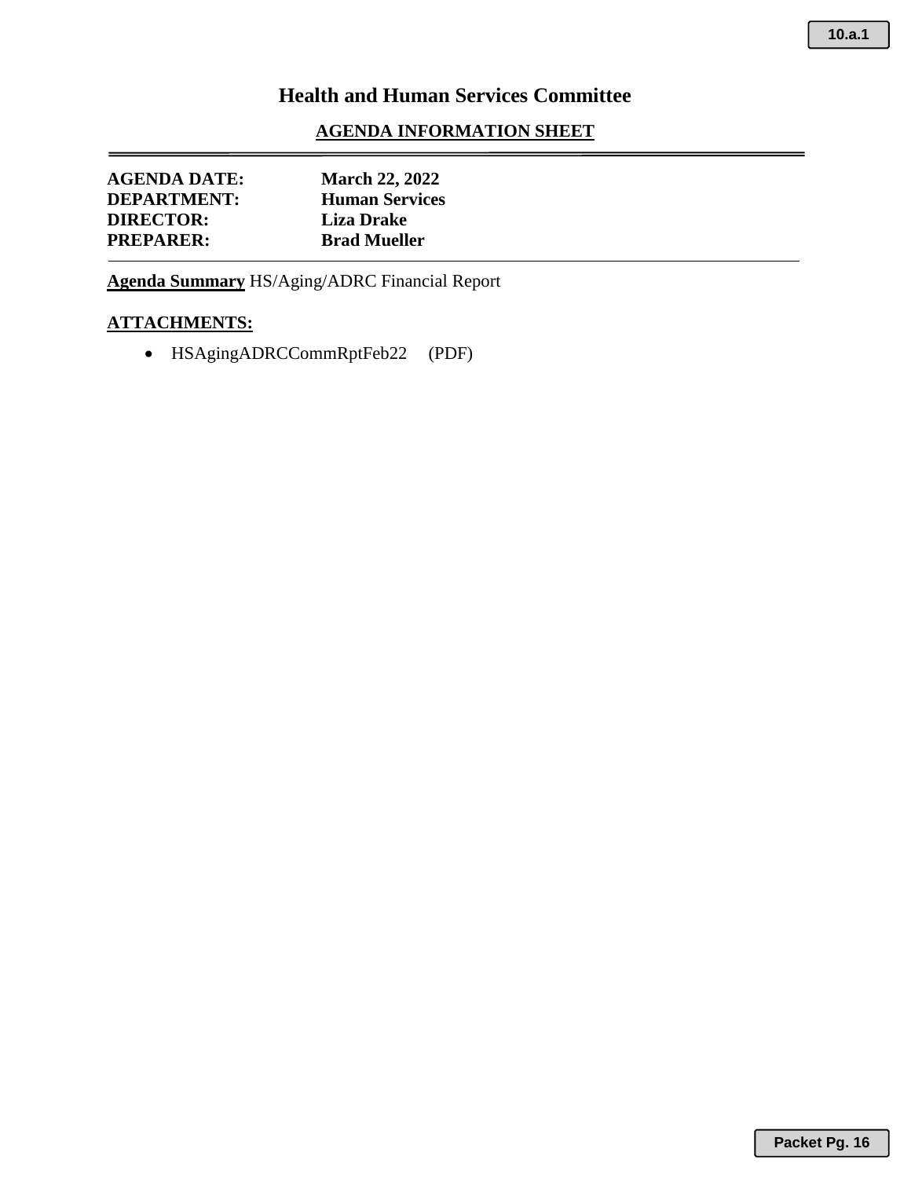# Health and Human Services Committee

## AGENDA INFORMATION SHEET

**AGENDA DATE:** **March 22, 2022**
**DEPARTMENT:** **Human Services**
**DIRECTOR:** **Liza Drake**
**PREPARER:** **Brad Mueller**

**Agenda Summary** HS/Aging/ADRC Financial Report

**ATTACHMENTS:**

- HSAgingADRCCommRptFeb22 (PDF)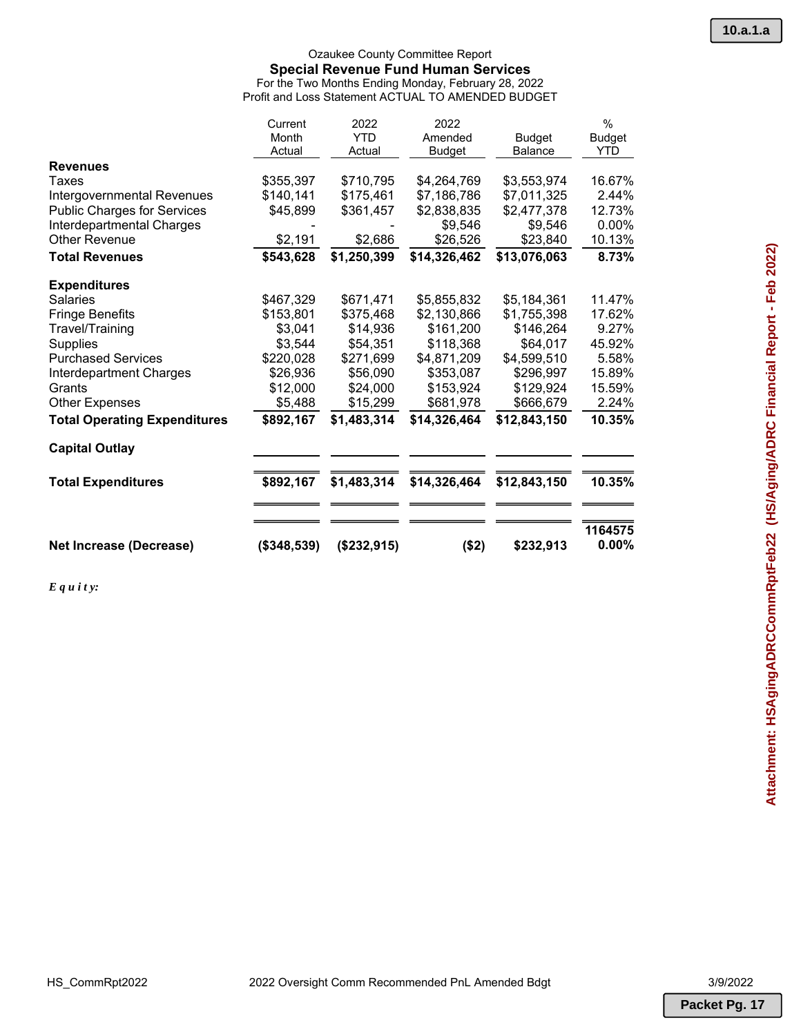Ozaukee County Committee Report

**Special Revenue Fund Human Services**

For the Two Months Ending Monday, February 28, 2022

Profit and Loss Statement ACTUAL TO AMENDED BUDGET

| | Current Month Actual | 2022 YTD Actual | 2022 Amended Budget | Budget Balance | % Budget YTD |
|---|---|---|---|---|---|
| **Revenues** | | | | | |
| Taxes | $355,397 | $710,795 | $4,264,769 | $3,553,974 | 16.67% |
| Intergovernmental Revenues | $140,141 | $175,461 | $7,186,786 | $7,011,325 | 2.44% |
| Public Charges for Services | $45,899 | $361,457 | $2,838,835 | $2,477,378 | 12.73% |
| Interdepartmental Charges | - | - | $9,546 | $9,546 | 0.00% |
| Other Revenue | $2,191 | $2,686 | $26,526 | $23,840 | 10.13% |
| **Total Revenues** | **$543,628** | **$1,250,399** | **$14,326,462** | **$13,076,063** | **8.73%** |
| **Expenditures** | | | | | |
| Salaries | $467,329 | $671,471 | $5,855,832 | $5,184,361 | 11.47% |
| Fringe Benefits | $153,801 | $375,468 | $2,130,866 | $1,755,398 | 17.62% |
| Travel/Training | $3,041 | $14,936 | $161,200 | $146,264 | 9.27% |
| Supplies | $3,544 | $54,351 | $118,368 | $64,017 | 45.92% |
| Purchased Services | $220,028 | $271,699 | $4,871,209 | $4,599,510 | 5.58% |
| Interdepartment Charges | $26,936 | $56,090 | $353,087 | $296,997 | 15.89% |
| Grants | $12,000 | $24,000 | $153,924 | $129,924 | 15.59% |
| Other Expenses | $5,488 | $15,299 | $681,978 | $666,679 | 2.24% |
| **Total Operating Expenditures** | **$892,167** | **$1,483,314** | **$14,326,464** | **$12,843,150** | **10.35%** |
| **Capital Outlay** | | | | | |
| **Total Expenditures** | **$892,167** | **$1,483,314** | **$14,326,464** | **$12,843,150** | **10.35%** |
| | | | | | **1164575** |
| **Net Increase (Decrease)** | **($348,539)** | **($232,915)** | **($2)** | **$232,913** | **0.00%** |

***Equity:***

HS_CommRpt2022 — 2022 Oversight Comm Recommended PnL Amended Bdgt — 3/9/2022